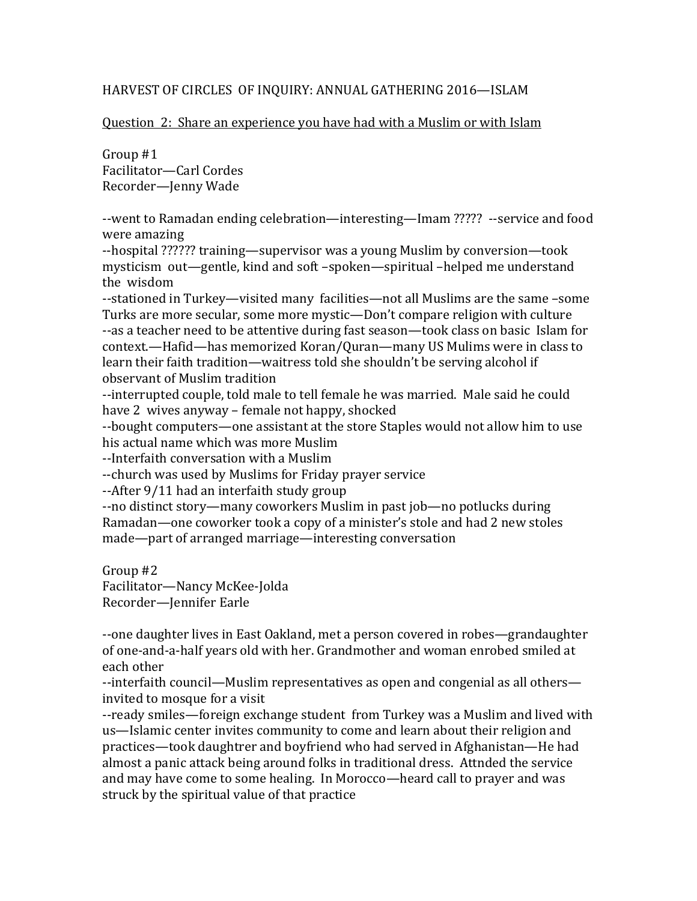HARVEST OF CIRCLES OF INQUIRY: ANNUAL GATHERING 2016—ISLAM

Question 2: Share an experience you have had with a Muslim or with Islam

Group #1
Facilitator—Carl Cordes
Recorder—Jenny Wade

--went to Ramadan ending celebration—interesting—Imam ????? --service and food were amazing
--hospital ?????? training—supervisor was a young Muslim by conversion—took mysticism out—gentle, kind and soft –spoken—spiritual –helped me understand the wisdom
--stationed in Turkey—visited many facilities—not all Muslims are the same –some Turks are more secular, some more mystic—Don't compare religion with culture
--as a teacher need to be attentive during fast season—took class on basic Islam for context.—Hafid—has memorized Koran/Quran—many US Mulims were in class to learn their faith tradition—waitress told she shouldn't be serving alcohol if observant of Muslim tradition
--interrupted couple, told male to tell female he was married. Male said he could have 2 wives anyway – female not happy, shocked
--bought computers—one assistant at the store Staples would not allow him to use his actual name which was more Muslim
--Interfaith conversation with a Muslim
--church was used by Muslims for Friday prayer service
--After 9/11 had an interfaith study group
--no distinct story—many coworkers Muslim in past job—no potlucks during Ramadan—one coworker took a copy of a minister's stole and had 2 new stoles made—part of arranged marriage—interesting conversation

Group #2
Facilitator—Nancy McKee-Jolda
Recorder—Jennifer Earle

--one daughter lives in East Oakland, met a person covered in robes—grandaughter of one-and-a-half years old with her. Grandmother and woman enrobed smiled at each other
--interfaith council—Muslim representatives as open and congenial as all others—invited to mosque for a visit
--ready smiles—foreign exchange student from Turkey was a Muslim and lived with us—Islamic center invites community to come and learn about their religion and practices—took daughtrer and boyfriend who had served in Afghanistan—He had almost a panic attack being around folks in traditional dress. Attnded the service and may have come to some healing. In Morocco—heard call to prayer and was struck by the spiritual value of that practice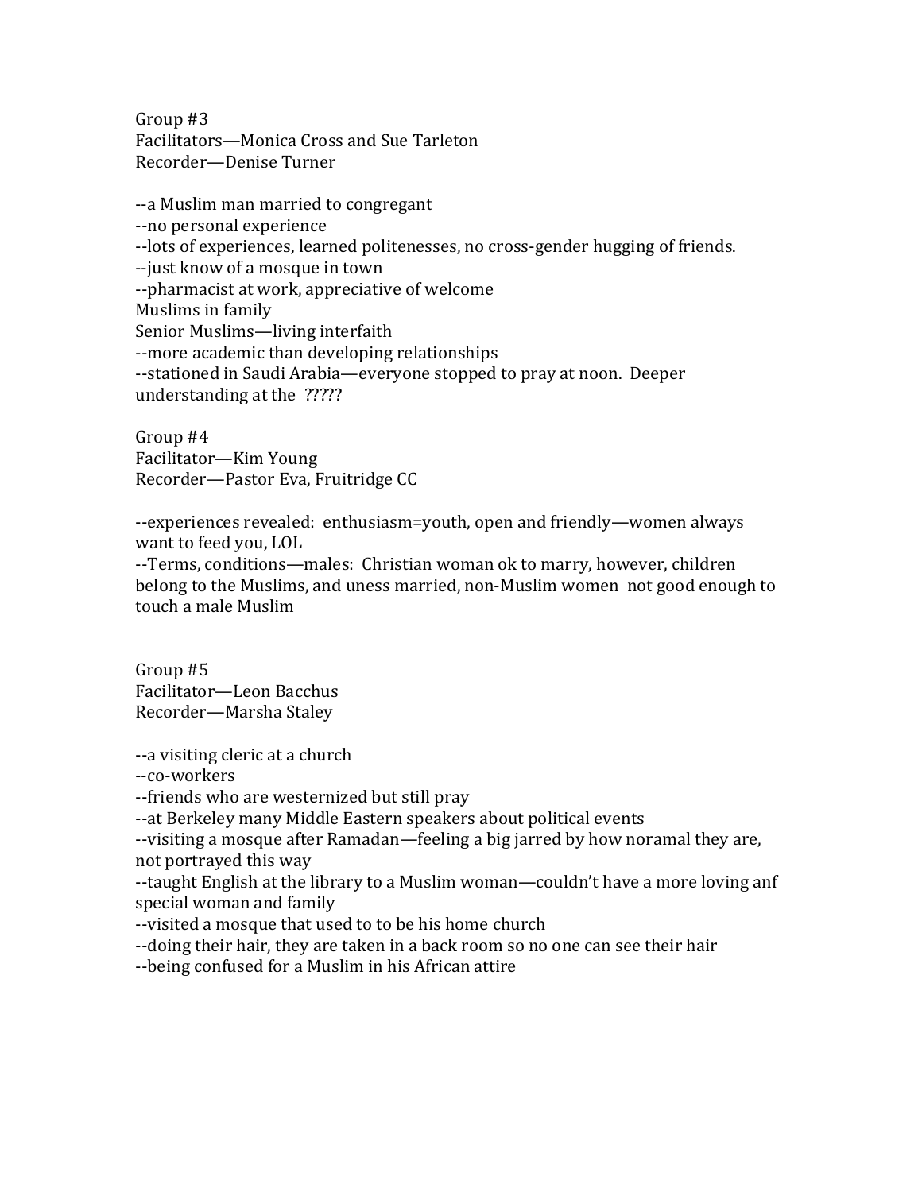Group #3
Facilitators—Monica Cross and Sue Tarleton
Recorder—Denise Turner

--a Muslim man married to congregant
--no personal experience
--lots of experiences, learned politenesses, no cross-gender hugging of friends.
--just know of a mosque in town
--pharmacist at work, appreciative of welcome
Muslims in family
Senior Muslims—living interfaith
--more academic than developing relationships
--stationed in Saudi Arabia—everyone stopped to pray at noon. Deeper understanding at the ?????

Group #4
Facilitator—Kim Young
Recorder—Pastor Eva, Fruitridge CC

--experiences revealed: enthusiasm=youth, open and friendly—women always want to feed you, LOL
--Terms, conditions—males: Christian woman ok to marry, however, children belong to the Muslims, and uness married, non-Muslim women not good enough to touch a male Muslim

Group #5
Facilitator—Leon Bacchus
Recorder—Marsha Staley

--a visiting cleric at a church
--co-workers
--friends who are westernized but still pray
--at Berkeley many Middle Eastern speakers about political events
--visiting a mosque after Ramadan—feeling a big jarred by how noramal they are, not portrayed this way
--taught English at the library to a Muslim woman—couldn't have a more loving anf special woman and family
--visited a mosque that used to to be his home church
--doing their hair, they are taken in a back room so no one can see their hair
--being confused for a Muslim in his African attire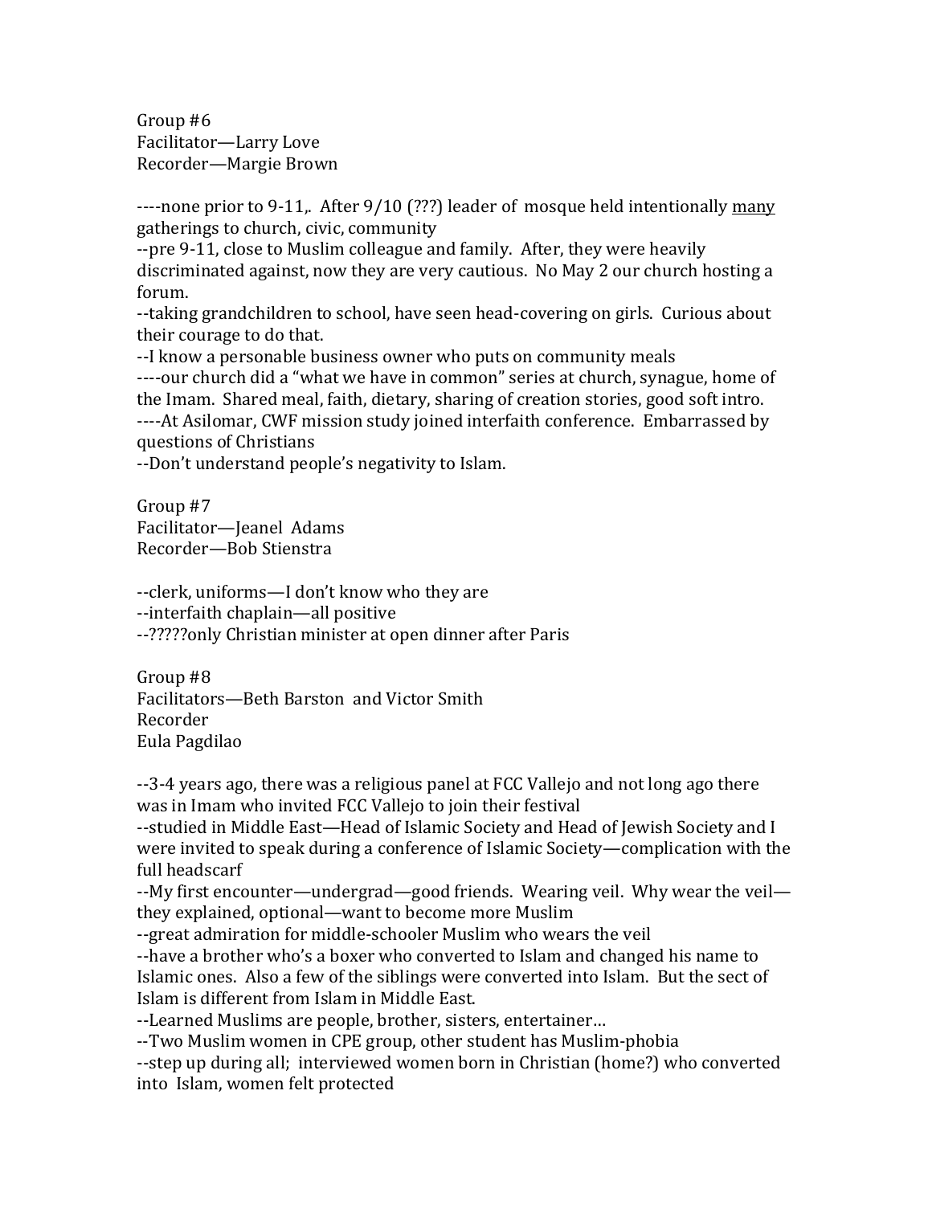Group #6
Facilitator—Larry Love
Recorder—Margie Brown

----none prior to 9-11,. After 9/10 (???) leader of mosque held intentionally <u>many</u> gatherings to church, civic, community
--pre 9-11, close to Muslim colleague and family. After, they were heavily discriminated against, now they are very cautious. No May 2 our church hosting a forum.
--taking grandchildren to school, have seen head-covering on girls. Curious about their courage to do that.
--I know a personable business owner who puts on community meals
----our church did a "what we have in common" series at church, synague, home of the Imam. Shared meal, faith, dietary, sharing of creation stories, good soft intro.
----At Asilomar, CWF mission study joined interfaith conference. Embarrassed by questions of Christians
--Don't understand people's negativity to Islam.

Group #7
Facilitator—Jeanel Adams
Recorder—Bob Stienstra

--clerk, uniforms—I don't know who they are
--interfaith chaplain—all positive
--?????only Christian minister at open dinner after Paris

Group #8
Facilitators—Beth Barston and Victor Smith
Recorder
Eula Pagdilao

--3-4 years ago, there was a religious panel at FCC Vallejo and not long ago there was in Imam who invited FCC Vallejo to join their festival
--studied in Middle East—Head of Islamic Society and Head of Jewish Society and I were invited to speak during a conference of Islamic Society—complication with the full headscarf
--My first encounter—undergrad—good friends. Wearing veil. Why wear the veil—they explained, optional—want to become more Muslim
--great admiration for middle-schooler Muslim who wears the veil
--have a brother who's a boxer who converted to Islam and changed his name to Islamic ones. Also a few of the siblings were converted into Islam. But the sect of Islam is different from Islam in Middle East.
--Learned Muslims are people, brother, sisters, entertainer…
--Two Muslim women in CPE group, other student has Muslim-phobia
--step up during all; interviewed women born in Christian (home?) who converted into Islam, women felt protected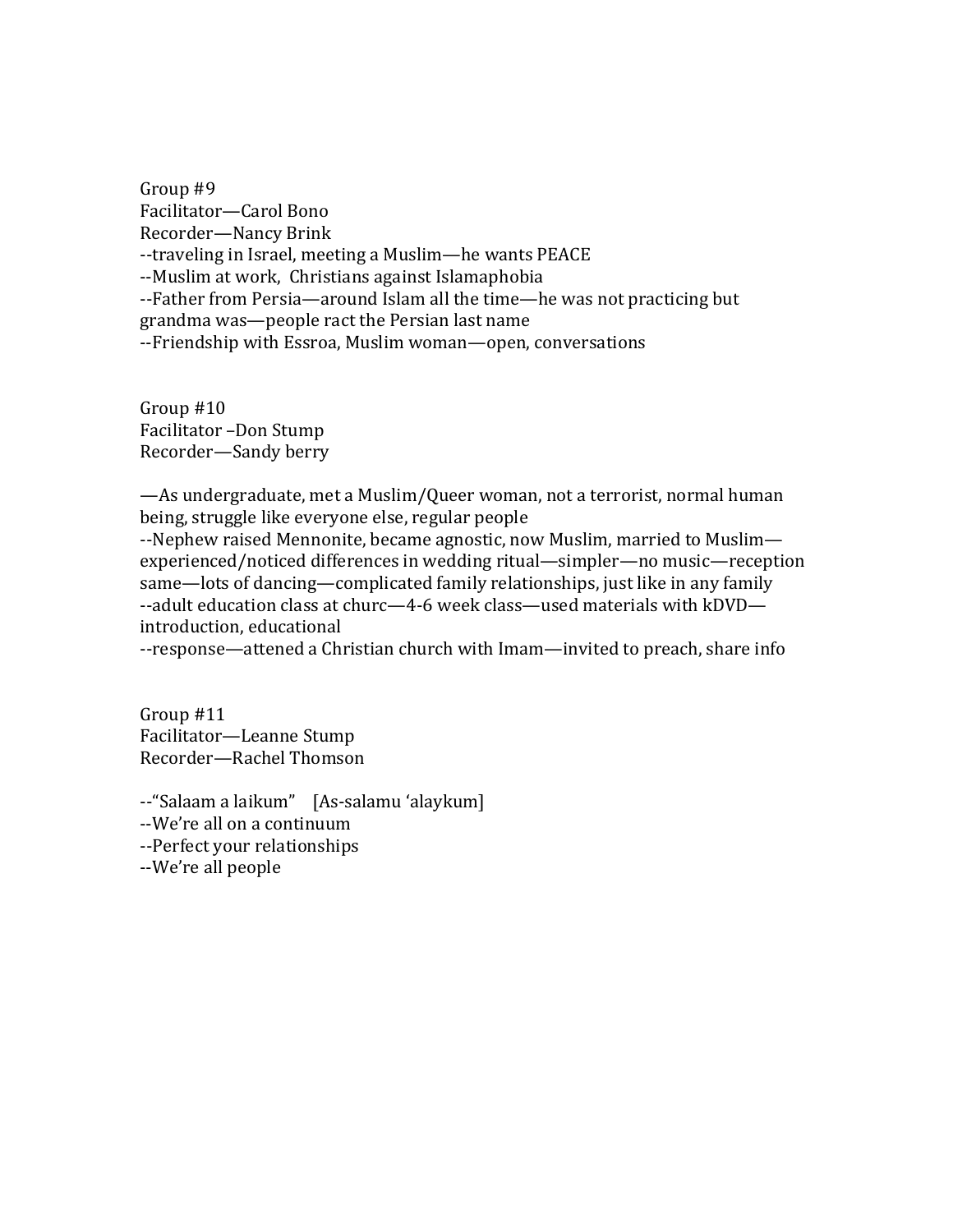Group #9
Facilitator—Carol Bono
Recorder—Nancy Brink
--traveling in Israel, meeting a Muslim—he wants PEACE
--Muslim at work, Christians against Islamaphobia
--Father from Persia—around Islam all the time—he was not practicing but grandma was—people ract the Persian last name
--Friendship with Essroa, Muslim woman—open, conversations

Group #10
Facilitator –Don Stump
Recorder—Sandy berry

—As undergraduate, met a Muslim/Queer woman, not a terrorist, normal human being, struggle like everyone else, regular people
--Nephew raised Mennonite, became agnostic, now Muslim, married to Muslim—experienced/noticed differences in wedding ritual—simpler—no music—reception same—lots of dancing—complicated family relationships, just like in any family
--adult education class at churc—4-6 week class—used materials with kDVD—introduction, educational
--response—attened a Christian church with Imam—invited to preach, share info

Group #11
Facilitator—Leanne Stump
Recorder—Rachel Thomson

--"Salaam a laikum" [As-salamu 'alaykum]
--We're all on a continuum
--Perfect your relationships
--We're all people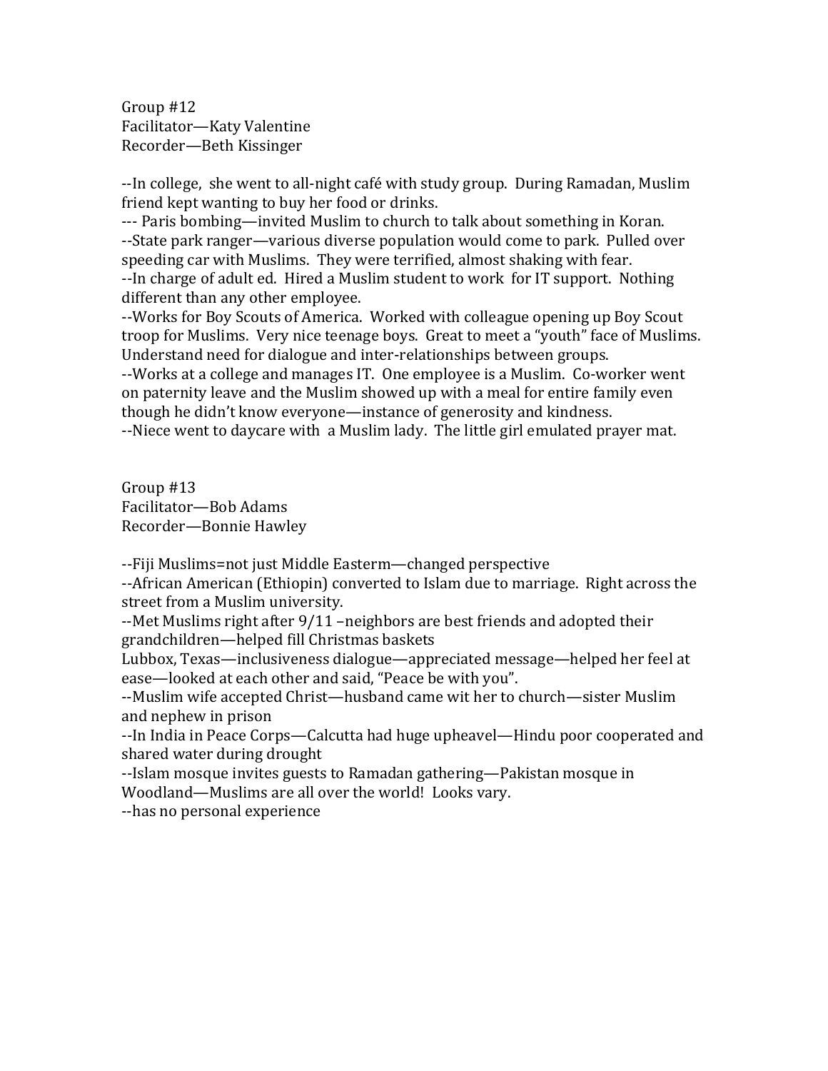Group #12
Facilitator—Katy Valentine
Recorder—Beth Kissinger

--In college, she went to all-night café with study group. During Ramadan, Muslim friend kept wanting to buy her food or drinks.
--- Paris bombing—invited Muslim to church to talk about something in Koran.
--State park ranger—various diverse population would come to park. Pulled over speeding car with Muslims. They were terrified, almost shaking with fear.
--In charge of adult ed. Hired a Muslim student to work for IT support. Nothing different than any other employee.
--Works for Boy Scouts of America. Worked with colleague opening up Boy Scout troop for Muslims. Very nice teenage boys. Great to meet a "youth" face of Muslims. Understand need for dialogue and inter-relationships between groups.
--Works at a college and manages IT. One employee is a Muslim. Co-worker went on paternity leave and the Muslim showed up with a meal for entire family even though he didn't know everyone—instance of generosity and kindness.
--Niece went to daycare with a Muslim lady. The little girl emulated prayer mat.

Group #13
Facilitator—Bob Adams
Recorder—Bonnie Hawley

--Fiji Muslims=not just Middle Easterm—changed perspective
--African American (Ethiopin) converted to Islam due to marriage. Right across the street from a Muslim university.
--Met Muslims right after 9/11 –neighbors are best friends and adopted their grandchildren—helped fill Christmas baskets
Lubbox, Texas—inclusiveness dialogue—appreciated message—helped her feel at ease—looked at each other and said, "Peace be with you".
--Muslim wife accepted Christ—husband came wit her to church—sister Muslim and nephew in prison
--In India in Peace Corps—Calcutta had huge upheavel—Hindu poor cooperated and shared water during drought
--Islam mosque invites guests to Ramadan gathering—Pakistan mosque in Woodland—Muslims are all over the world! Looks vary.
--has no personal experience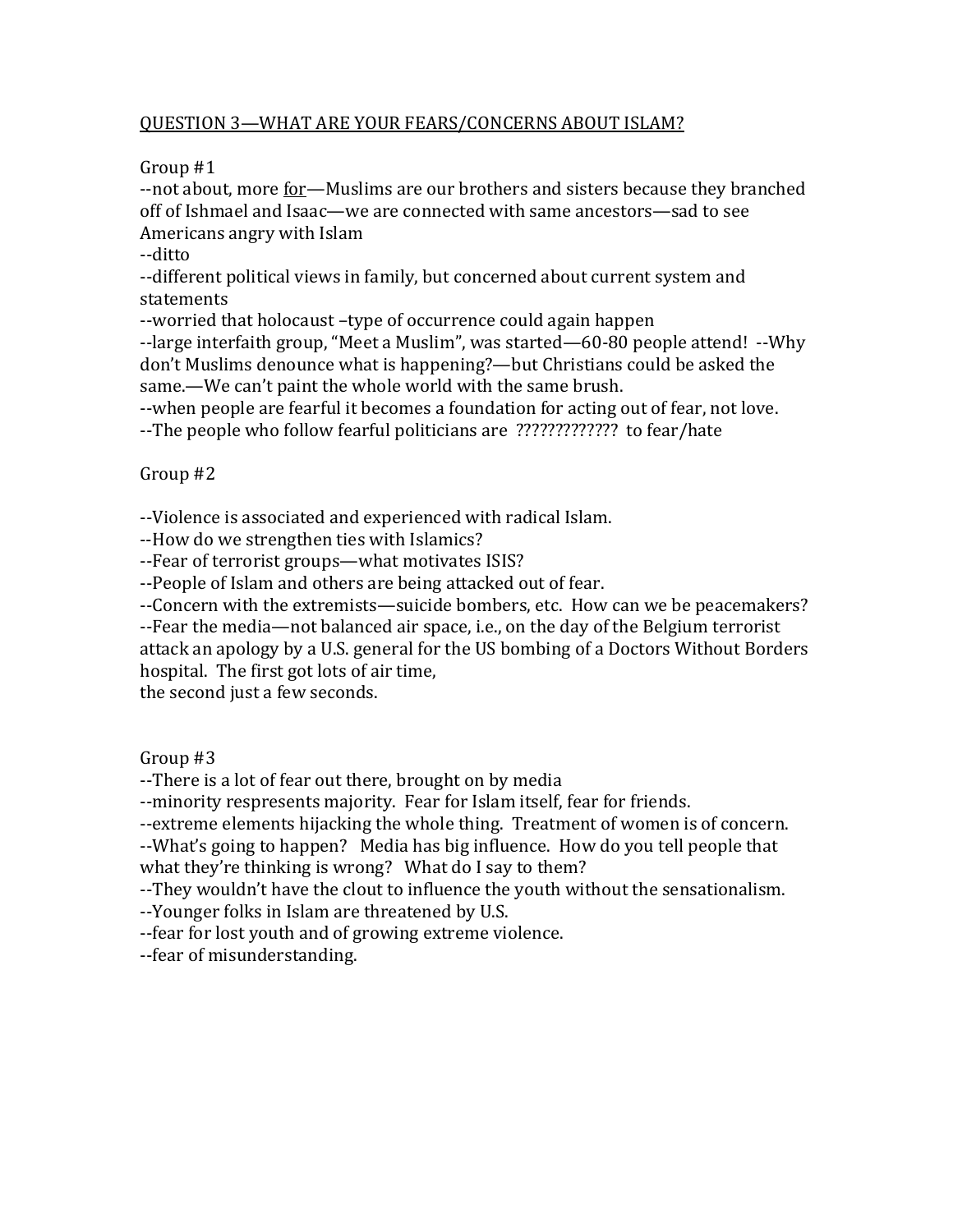QUESTION 3—WHAT ARE YOUR FEARS/CONCERNS ABOUT ISLAM?

Group #1

--not about, more <u>for</u>—Muslims are our brothers and sisters because they branched off of Ishmael and Isaac—we are connected with same ancestors—sad to see Americans angry with Islam

--ditto

--different political views in family, but concerned about current system and statements

--worried that holocaust –type of occurrence could again happen

--large interfaith group, "Meet a Muslim", was started—60-80 people attend! --Why don't Muslims denounce what is happening?—but Christians could be asked the same.—We can't paint the whole world with the same brush.

--when people are fearful it becomes a foundation for acting out of fear, not love.

--The people who follow fearful politicians are ????????????? to fear/hate

Group #2

--Violence is associated and experienced with radical Islam.

--How do we strengthen ties with Islamics?

--Fear of terrorist groups—what motivates ISIS?

--People of Islam and others are being attacked out of fear.

--Concern with the extremists—suicide bombers, etc. How can we be peacemakers?

--Fear the media—not balanced air space, i.e., on the day of the Belgium terrorist attack an apology by a U.S. general for the US bombing of a Doctors Without Borders hospital. The first got lots of air time, the second just a few seconds.

Group #3

--There is a lot of fear out there, brought on by media

--minority respresents majority. Fear for Islam itself, fear for friends.

--extreme elements hijacking the whole thing. Treatment of women is of concern.

--What's going to happen? Media has big influence. How do you tell people that what they're thinking is wrong? What do I say to them?

--They wouldn't have the clout to influence the youth without the sensationalism.

--Younger folks in Islam are threatened by U.S.

--fear for lost youth and of growing extreme violence.

--fear of misunderstanding.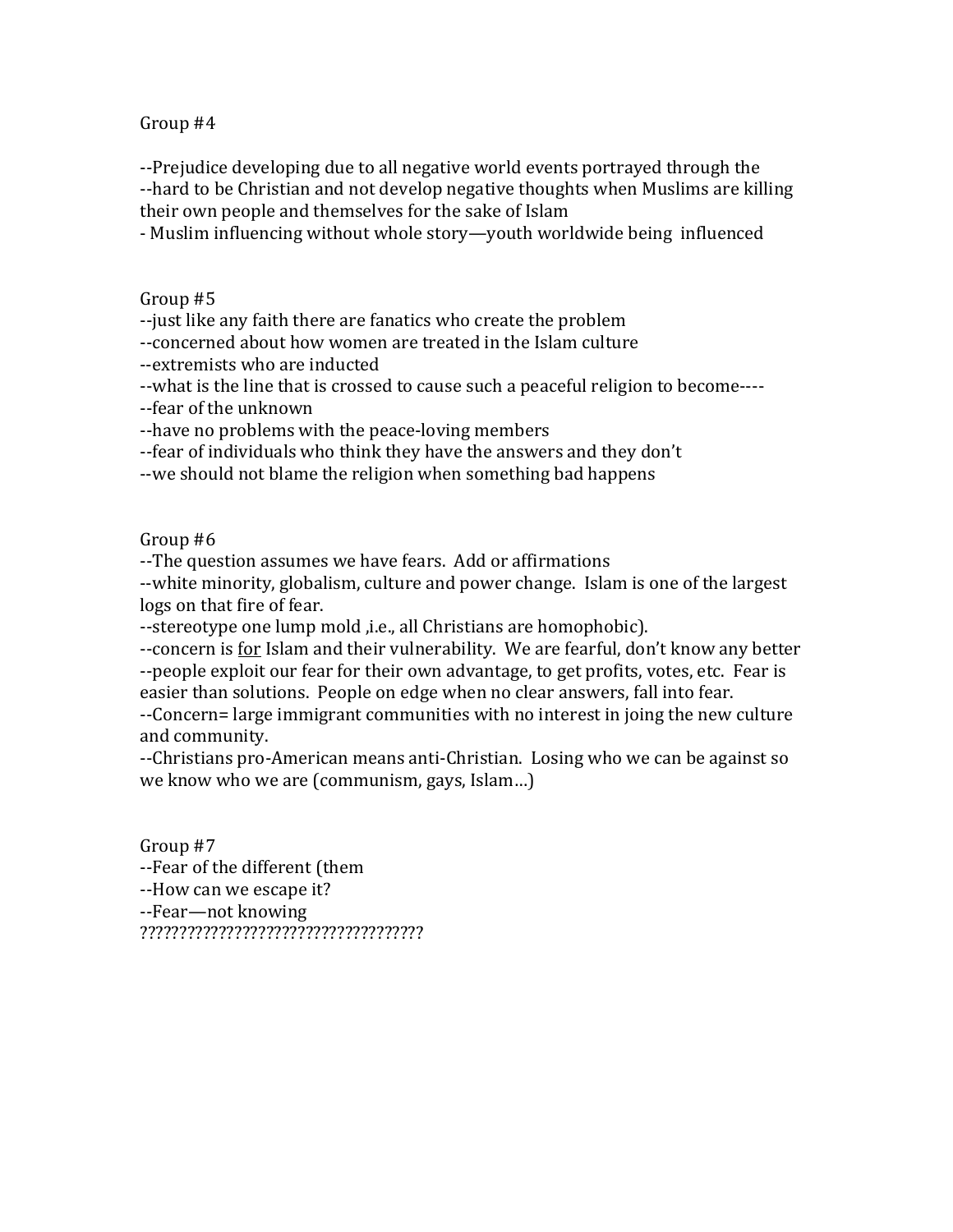Group #4

--Prejudice developing due to all negative world events portrayed through the
--hard to be Christian and not develop negative thoughts when Muslims are killing their own people and themselves for the sake of Islam
- Muslim influencing without whole story—youth worldwide being influenced

Group #5
--just like any faith there are fanatics who create the problem
--concerned about how women are treated in the Islam culture
--extremists who are inducted
--what is the line that is crossed to cause such a peaceful religion to become----
--fear of the unknown
--have no problems with the peace-loving members
--fear of individuals who think they have the answers and they don't
--we should not blame the religion when something bad happens

Group #6
--The question assumes we have fears. Add or affirmations
--white minority, globalism, culture and power change. Islam is one of the largest logs on that fire of fear.
--stereotype one lump mold ,i.e., all Christians are homophobic).
--concern is <u>for</u> Islam and their vulnerability. We are fearful, don't know any better
--people exploit our fear for their own advantage, to get profits, votes, etc. Fear is easier than solutions. People on edge when no clear answers, fall into fear.
--Concern= large immigrant communities with no interest in joing the new culture and community.
--Christians pro-American means anti-Christian. Losing who we can be against so we know who we are (communism, gays, Islam…)

Group #7
--Fear of the different (them
--How can we escape it?
--Fear—not knowing
????????????????????????????????????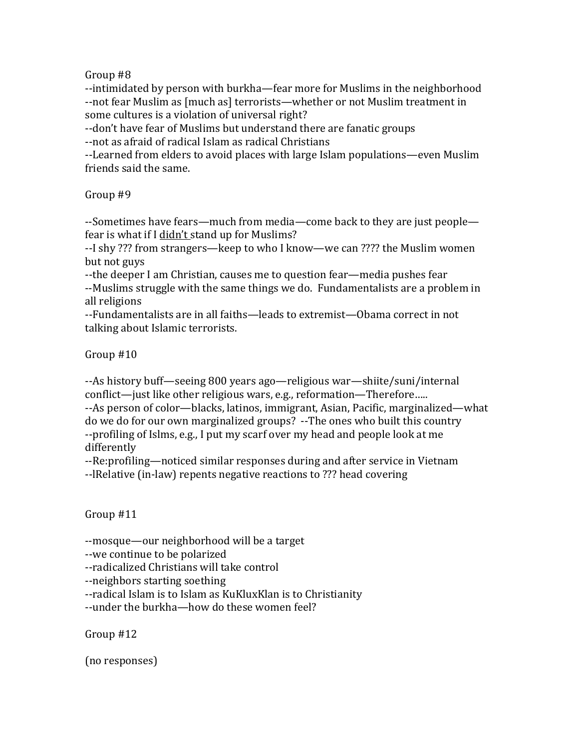Group #8

--intimidated by person with burkha—fear more for Muslims in the neighborhood
--not fear Muslim as [much as] terrorists—whether or not Muslim treatment in some cultures is a violation of universal right?
--don't have fear of Muslims but understand there are fanatic groups
--not as afraid of radical Islam as radical Christians
--Learned from elders to avoid places with large Islam populations—even Muslim friends said the same.

Group #9

--Sometimes have fears—much from media—come back to they are just people—fear is what if I <u>didn't</u> stand up for Muslims?
--I shy ??? from strangers—keep to who I know—we can ???? the Muslim women but not guys
--the deeper I am Christian, causes me to question fear—media pushes fear
--Muslims struggle with the same things we do. Fundamentalists are a problem in all religions
--Fundamentalists are in all faiths—leads to extremist—Obama correct in not talking about Islamic terrorists.

Group #10

--As history buff—seeing 800 years ago—religious war—shiite/suni/internal conflict—just like other religious wars, e.g., reformation—Therefore…..
--As person of color—blacks, latinos, immigrant, Asian, Pacific, marginalized—what do we do for our own marginalized groups? --The ones who built this country
--profiling of Islms, e.g., I put my scarf over my head and people look at me differently
--Re:profiling—noticed similar responses during and after service in Vietnam
--lRelative (in-law) repents negative reactions to ??? head covering

Group #11

--mosque—our neighborhood will be a target
--we continue to be polarized
--radicalized Christians will take control
--neighbors starting soething
--radical Islam is to Islam as KuKluxKlan is to Christianity
--under the burkha—how do these women feel?

Group #12

(no responses)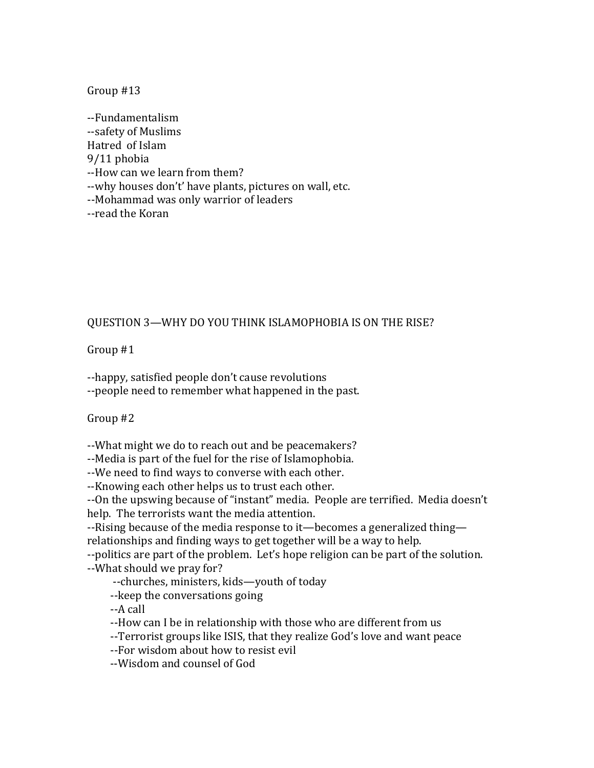Group #13

--Fundamentalism
--safety of Muslims
Hatred of Islam
9/11 phobia
--How can we learn from them?
--why houses don't' have plants, pictures on wall, etc.
--Mohammad was only warrior of leaders
--read the Koran

QUESTION 3—WHY DO YOU THINK ISLAMOPHOBIA IS ON THE RISE?

Group #1

--happy, satisfied people don't cause revolutions
--people need to remember what happened in the past.

Group #2

--What might we do to reach out and be peacemakers?
--Media is part of the fuel for the rise of Islamophobia.
--We need to find ways to converse with each other.
--Knowing each other helps us to trust each other.
--On the upswing because of "instant" media. People are terrified. Media doesn't help. The terrorists want the media attention.
--Rising because of the media response to it—becomes a generalized thing—relationships and finding ways to get together will be a way to help.
--politics are part of the problem. Let's hope religion can be part of the solution.
--What should we pray for?
  --churches, ministers, kids—youth of today
  --keep the conversations going
  --A call
  --How can I be in relationship with those who are different from us
  --Terrorist groups like ISIS, that they realize God's love and want peace
  --For wisdom about how to resist evil
  --Wisdom and counsel of God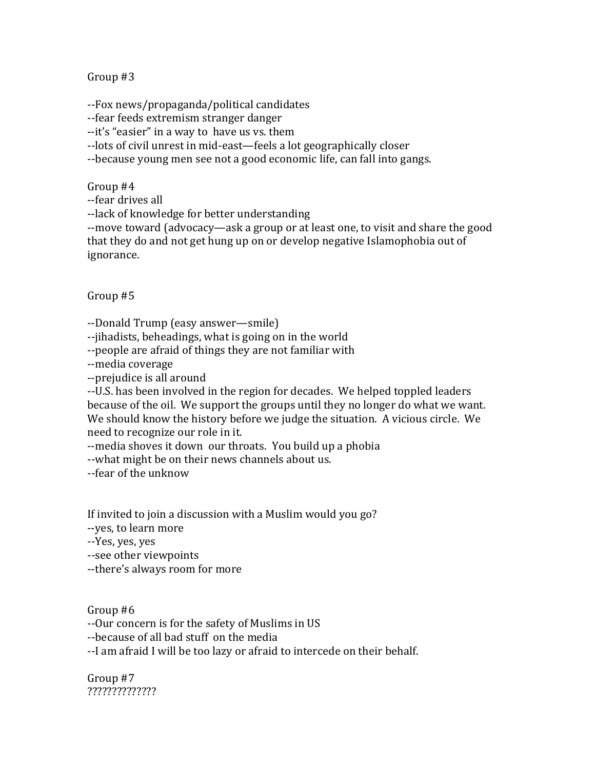Group #3

--Fox news/propaganda/political candidates
--fear feeds extremism stranger danger
--it's "easier" in a way to have us vs. them
--lots of civil unrest in mid-east—feels a lot geographically closer
--because young men see not a good economic life, can fall into gangs.

Group #4
--fear drives all
--lack of knowledge for better understanding
--move toward (advocacy—ask a group or at least one, to visit and share the good that they do and not get hung up on or develop negative Islamophobia out of ignorance.

Group #5

--Donald Trump (easy answer—smile)
--jihadists, beheadings, what is going on in the world
--people are afraid of things they are not familiar with
--media coverage
--prejudice is all around
--U.S. has been involved in the region for decades. We helped toppled leaders because of the oil. We support the groups until they no longer do what we want. We should know the history before we judge the situation. A vicious circle. We need to recognize our role in it.
--media shoves it down our throats. You build up a phobia
--what might be on their news channels about us.
--fear of the unknow

If invited to join a discussion with a Muslim would you go?
--yes, to learn more
--Yes, yes, yes
--see other viewpoints
--there's always room for more

Group #6
--Our concern is for the safety of Muslims in US
--because of all bad stuff on the media
--I am afraid I will be too lazy or afraid to intercede on their behalf.

Group #7
??????????????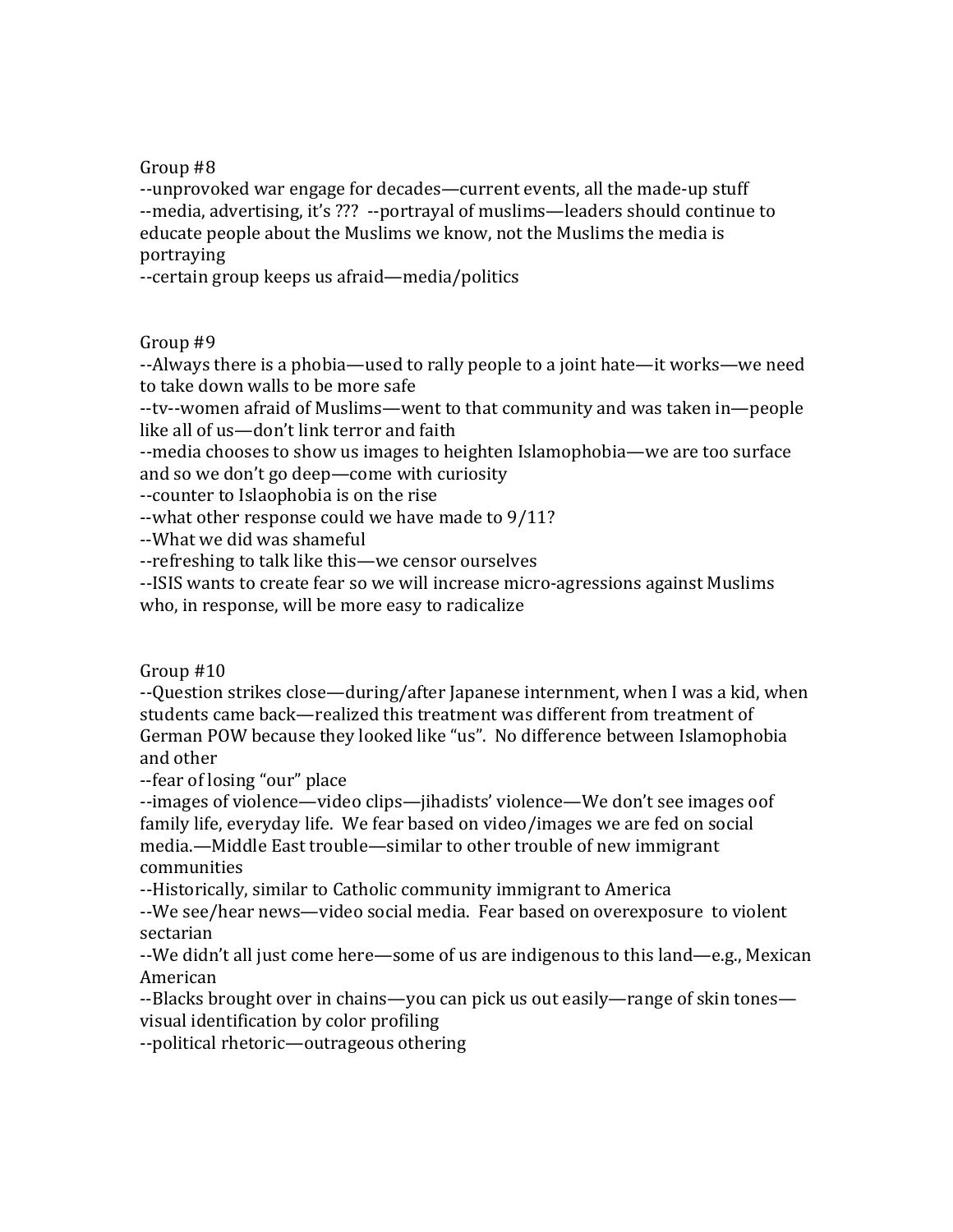Group #8

--unprovoked war engage for decades—current events, all the made-up stuff
--media, advertising, it's ??? --portrayal of muslims—leaders should continue to educate people about the Muslims we know, not the Muslims the media is portraying
--certain group keeps us afraid—media/politics

Group #9

--Always there is a phobia—used to rally people to a joint hate—it works—we need to take down walls to be more safe
--tv--women afraid of Muslims—went to that community and was taken in—people like all of us—don't link terror and faith
--media chooses to show us images to heighten Islamophobia—we are too surface and so we don't go deep—come with curiosity
--counter to Islaophobia is on the rise
--what other response could we have made to 9/11?
--What we did was shameful
--refreshing to talk like this—we censor ourselves
--ISIS wants to create fear so we will increase micro-agressions against Muslims who, in response, will be more easy to radicalize

Group #10

--Question strikes close—during/after Japanese internment, when I was a kid, when students came back—realized this treatment was different from treatment of German POW because they looked like "us". No difference between Islamophobia and other
--fear of losing "our" place
--images of violence—video clips—jihadists' violence—We don't see images oof family life, everyday life. We fear based on video/images we are fed on social media.—Middle East trouble—similar to other trouble of new immigrant communities
--Historically, similar to Catholic community immigrant to America
--We see/hear news—video social media. Fear based on overexposure to violent sectarian
--We didn't all just come here—some of us are indigenous to this land—e.g., Mexican American
--Blacks brought over in chains—you can pick us out easily—range of skin tones—visual identification by color profiling
--political rhetoric—outrageous othering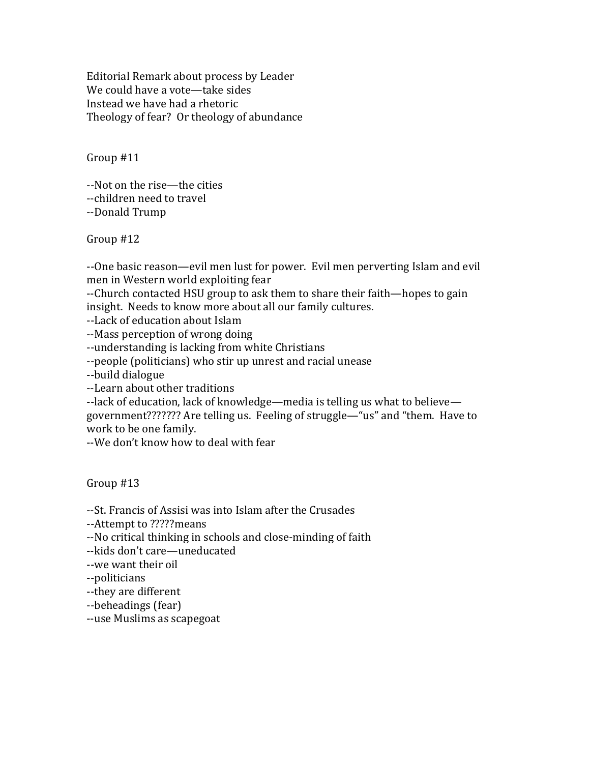Editorial Remark about process by Leader
We could have a vote—take sides
Instead we have had a rhetoric
Theology of fear? Or theology of abundance

Group #11

--Not on the rise—the cities
--children need to travel
--Donald Trump

Group #12

--One basic reason—evil men lust for power. Evil men perverting Islam and evil men in Western world exploiting fear
--Church contacted HSU group to ask them to share their faith—hopes to gain insight. Needs to know more about all our family cultures.
--Lack of education about Islam
--Mass perception of wrong doing
--understanding is lacking from white Christians
--people (politicians) who stir up unrest and racial unease
--build dialogue
--Learn about other traditions
--lack of education, lack of knowledge—media is telling us what to believe—government??????? Are telling us. Feeling of struggle—"us" and "them. Have to work to be one family.
--We don't know how to deal with fear

Group #13

--St. Francis of Assisi was into Islam after the Crusades
--Attempt to ?????means
--No critical thinking in schools and close-minding of faith
--kids don't care—uneducated
--we want their oil
--politicians
--they are different
--beheadings (fear)
--use Muslims as scapegoat